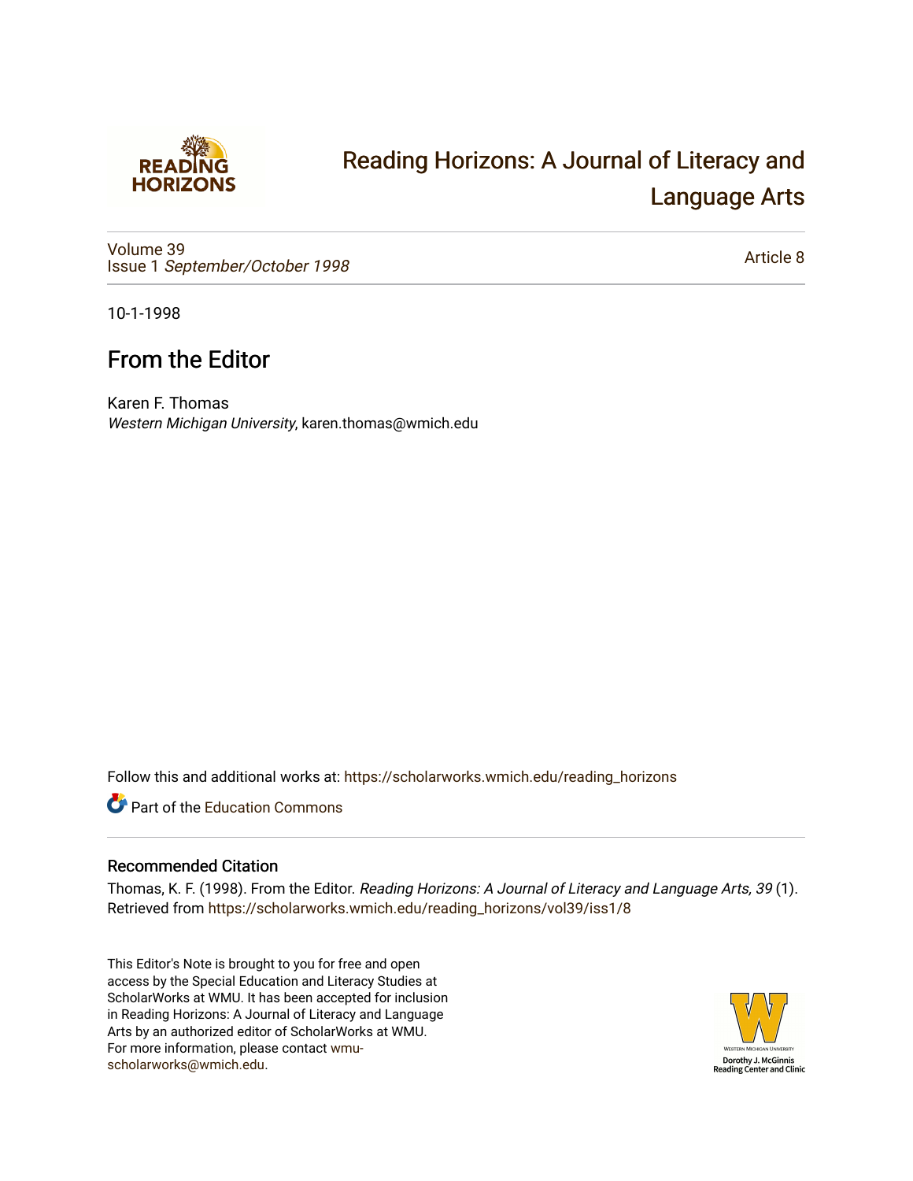# Reading Horizons: A Journal of Literacy and Language Arts

Volume 39
Issue 1 *September/October 1998*

Article 8

10-1-1998

## From the Editor

Karen F. Thomas
*Western Michigan University*, karen.thomas@wmich.edu

Follow this and additional works at: https://scholarworks.wmich.edu/reading_horizons

Part of the Education Commons

### Recommended Citation

Thomas, K. F. (1998). From the Editor. *Reading Horizons: A Journal of Literacy and Language Arts, 39* (1). Retrieved from https://scholarworks.wmich.edu/reading_horizons/vol39/iss1/8

This Editor's Note is brought to you for free and open access by the Special Education and Literacy Studies at ScholarWorks at WMU. It has been accepted for inclusion in Reading Horizons: A Journal of Literacy and Language Arts by an authorized editor of ScholarWorks at WMU. For more information, please contact wmu-scholarworks@wmich.edu.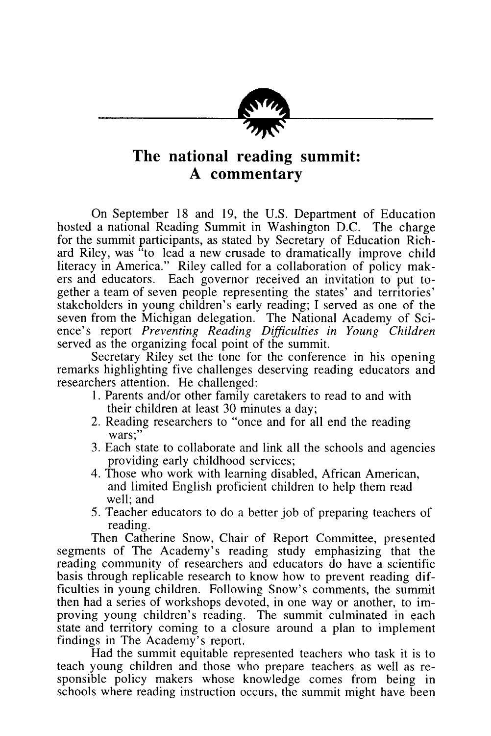# The national reading summit: A commentary

On September 18 and 19, the U.S. Department of Education hosted a national Reading Summit in Washington D.C. The charge for the summit participants, as stated by Secretary of Education Richard Riley, was "to lead a new crusade to dramatically improve child literacy in America." Riley called for a collaboration of policy makers and educators. Each governor received an invitation to put together a team of seven people representing the states' and territories' stakeholders in young children's early reading; I served as one of the seven from the Michigan delegation. The National Academy of Science's report *Preventing Reading Difficulties in Young Children* served as the organizing focal point of the summit.

Secretary Riley set the tone for the conference in his opening remarks highlighting five challenges deserving reading educators and researchers attention. He challenged:

1. Parents and/or other family caretakers to read to and with their children at least 30 minutes a day;
2. Reading researchers to "once and for all end the reading wars;"
3. Each state to collaborate and link all the schools and agencies providing early childhood services;
4. Those who work with learning disabled, African American, and limited English proficient children to help them read well; and
5. Teacher educators to do a better job of preparing teachers of reading.

Then Catherine Snow, Chair of Report Committee, presented segments of The Academy's reading study emphasizing that the reading community of researchers and educators do have a scientific basis through replicable research to know how to prevent reading difficulties in young children. Following Snow's comments, the summit then had a series of workshops devoted, in one way or another, to improving young children's reading. The summit culminated in each state and territory coming to a closure around a plan to implement findings in The Academy's report.

Had the summit equitable represented teachers who task it is to teach young children and those who prepare teachers as well as responsible policy makers whose knowledge comes from being in schools where reading instruction occurs, the summit might have been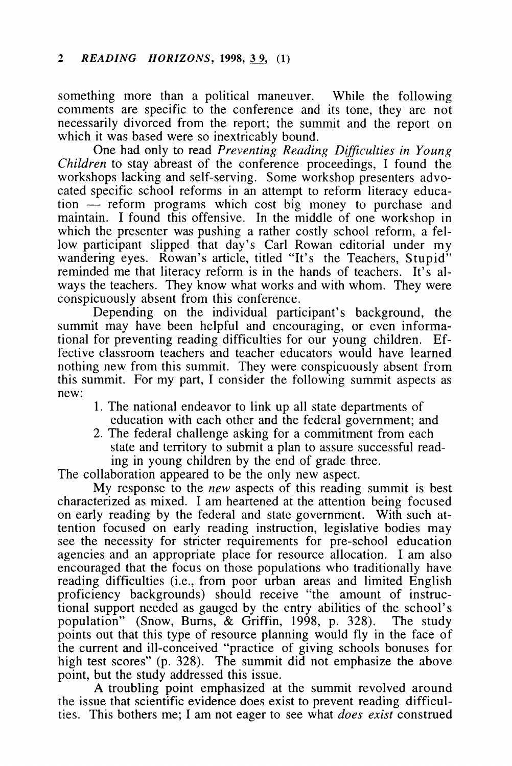something more than a political maneuver. While the following comments are specific to the conference and its tone, they are not necessarily divorced from the report; the summit and the report on which it was based were so inextricably bound.

One had only to read *Preventing Reading Difficulties in Young Children* to stay abreast of the conference proceedings, I found the workshops lacking and self-serving. Some workshop presenters advocated specific school reforms in an attempt to reform literacy education — reform programs which cost big money to purchase and maintain. I found this offensive. In the middle of one workshop in which the presenter was pushing a rather costly school reform, a fellow participant slipped that day's Carl Rowan editorial under my wandering eyes. Rowan's article, titled "It's the Teachers, Stupid" reminded me that literacy reform is in the hands of teachers. It's always the teachers. They know what works and with whom. They were conspicuously absent from this conference.

Depending on the individual participant's background, the summit may have been helpful and encouraging, or even informational for preventing reading difficulties for our young children. Effective classroom teachers and teacher educators would have learned nothing new from this summit. They were conspicuously absent from this summit. For my part, I consider the following summit aspects as new:

1. The national endeavor to link up all state departments of education with each other and the federal government; and
2. The federal challenge asking for a commitment from each state and territory to submit a plan to assure successful reading in young children by the end of grade three.

The collaboration appeared to be the only new aspect.

My response to the *new* aspects of this reading summit is best characterized as mixed. I am heartened at the attention being focused on early reading by the federal and state government. With such attention focused on early reading instruction, legislative bodies may see the necessity for stricter requirements for pre-school education agencies and an appropriate place for resource allocation. I am also encouraged that the focus on those populations who traditionally have reading difficulties (i.e., from poor urban areas and limited English proficiency backgrounds) should receive "the amount of instructional support needed as gauged by the entry abilities of the school's population" (Snow, Burns, & Griffin, 1998, p. 328). The study points out that this type of resource planning would fly in the face of the current and ill-conceived "practice of giving schools bonuses for high test scores" (p. 328). The summit did not emphasize the above point, but the study addressed this issue.

A troubling point emphasized at the summit revolved around the issue that scientific evidence does exist to prevent reading difficulties. This bothers me; I am not eager to see what *does exist* construed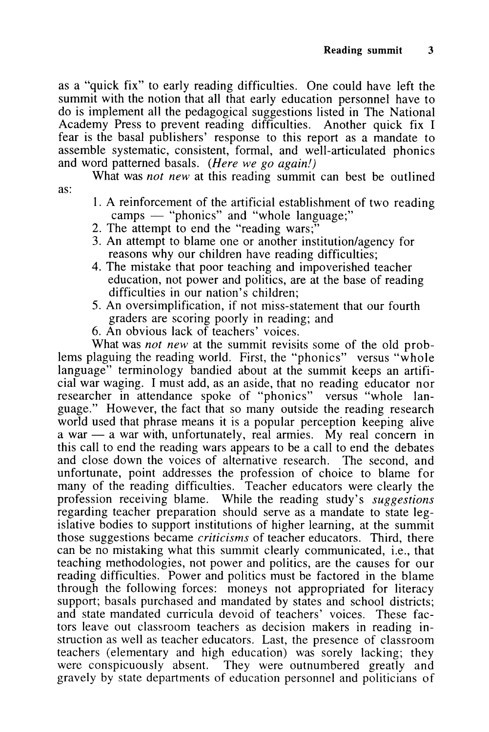as a "quick fix" to early reading difficulties. One could have left the summit with the notion that all that early education personnel have to do is implement all the pedagogical suggestions listed in The National Academy Press to prevent reading difficulties. Another quick fix I fear is the basal publishers' response to this report as a mandate to assemble systematic, consistent, formal, and well-articulated phonics and word patterned basals. (*Here we go again!*)

What was *not new* at this reading summit can best be outlined as:

1. A reinforcement of the artificial establishment of two reading camps — "phonics" and "whole language;"
2. The attempt to end the "reading wars;"
3. An attempt to blame one or another institution/agency for reasons why our children have reading difficulties;
4. The mistake that poor teaching and impoverished teacher education, not power and politics, are at the base of reading difficulties in our nation's children;
5. An oversimplification, if not miss-statement that our fourth graders are scoring poorly in reading; and
6. An obvious lack of teachers' voices.

What was *not new* at the summit revisits some of the old problems plaguing the reading world. First, the "phonics" versus "whole language" terminology bandied about at the summit keeps an artificial war waging. I must add, as an aside, that no reading educator nor researcher in attendance spoke of "phonics" versus "whole language." However, the fact that so many outside the reading research world used that phrase means it is a popular perception keeping alive a war — a war with, unfortunately, real armies. My real concern in this call to end the reading wars appears to be a call to end the debates and close down the voices of alternative research. The second, and unfortunate, point addresses the profession of choice to blame for many of the reading difficulties. Teacher educators were clearly the profession receiving blame. While the reading study's *suggestions* regarding teacher preparation should serve as a mandate to state legislative bodies to support institutions of higher learning, at the summit those suggestions became *criticisms* of teacher educators. Third, there can be no mistaking what this summit clearly communicated, i.e., that teaching methodologies, not power and politics, are the causes for our reading difficulties. Power and politics must be factored in the blame through the following forces: moneys not appropriated for literacy support; basals purchased and mandated by states and school districts; and state mandated curricula devoid of teachers' voices. These factors leave out classroom teachers as decision makers in reading instruction as well as teacher educators. Last, the presence of classroom teachers (elementary and high education) was sorely lacking; they were conspicuously absent. They were outnumbered greatly and gravely by state departments of education personnel and politicians of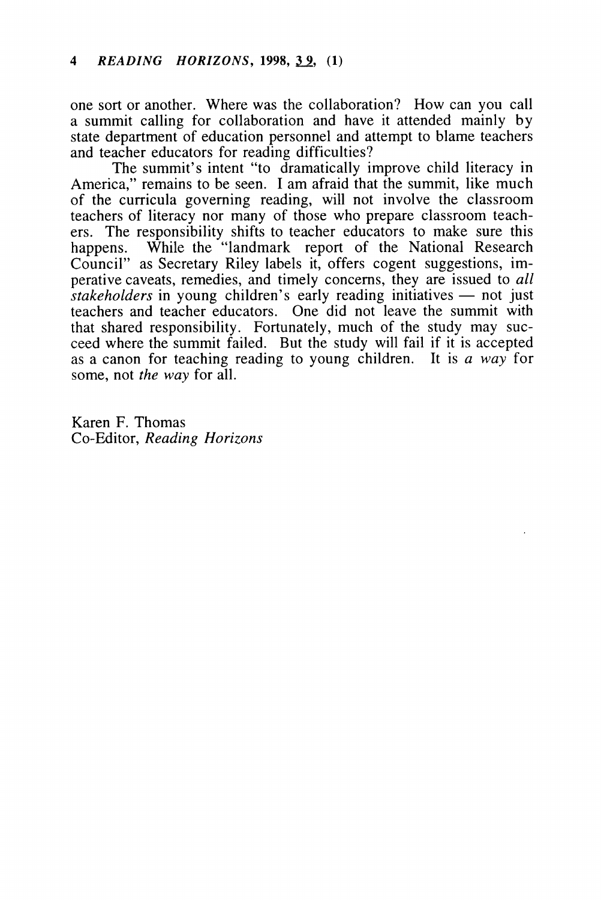one sort or another. Where was the collaboration? How can you call a summit calling for collaboration and have it attended mainly by state department of education personnel and attempt to blame teachers and teacher educators for reading difficulties?

The summit's intent "to dramatically improve child literacy in America," remains to be seen. I am afraid that the summit, like much of the curricula governing reading, will not involve the classroom teachers of literacy nor many of those who prepare classroom teachers. The responsibility shifts to teacher educators to make sure this happens. While the "landmark report of the National Research Council" as Secretary Riley labels it, offers cogent suggestions, imperative caveats, remedies, and timely concerns, they are issued to *all stakeholders* in young children's early reading initiatives — not just teachers and teacher educators. One did not leave the summit with that shared responsibility. Fortunately, much of the study may succeed where the summit failed. But the study will fail if it is accepted as a canon for teaching reading to young children. It is *a way* for some, not *the way* for all.

Karen F. Thomas
Co-Editor, *Reading Horizons*